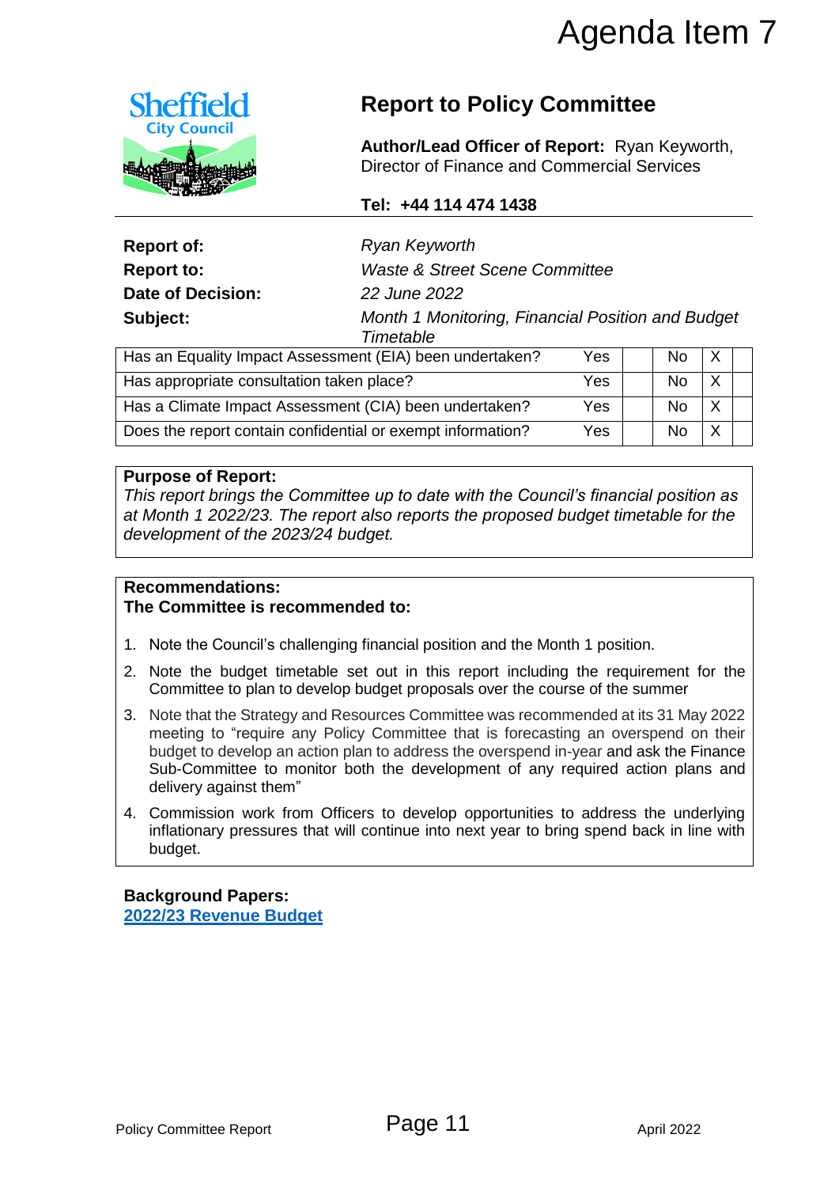# Agenda Item 7

Sheffield City Council

## Report to Policy Committee

**Author/Lead Officer of Report:** Ryan Keyworth, Director of Finance and Commercial Services

**Tel: +44 114 474 1438**

| | |
|---|---|
| **Report of:** | *Ryan Keyworth* |
| **Report to:** | *Waste & Street Scene Committee* |
| **Date of Decision:** | *22 June 2022* |
| **Subject:** | *Month 1 Monitoring, Financial Position and Budget Timetable* |

| | Yes | | No | X | |
|---|---|---|---|---|---|
| Has an Equality Impact Assessment (EIA) been undertaken? | Yes | | No | X | |
| Has appropriate consultation taken place? | Yes | | No | X | |
| Has a Climate Impact Assessment (CIA) been undertaken? | Yes | | No | X | |
| Does the report contain confidential or exempt information? | Yes | | No | X | |

**Purpose of Report:**
*This report brings the Committee up to date with the Council's financial position as at Month 1 2022/23. The report also reports the proposed budget timetable for the development of the 2023/24 budget.*

**Recommendations:**
**The Committee is recommended to:**

1. Note the Council's challenging financial position and the Month 1 position.
2. Note the budget timetable set out in this report including the requirement for the Committee to plan to develop budget proposals over the course of the summer
3. Note that the Strategy and Resources Committee was recommended at its 31 May 2022 meeting to "require any Policy Committee that is forecasting an overspend on their budget to develop an action plan to address the overspend in-year and ask the Finance Sub-Committee to monitor both the development of any required action plans and delivery against them"
4. Commission work from Officers to develop opportunities to address the underlying inflationary pressures that will continue into next year to bring spend back in line with budget.

**Background Papers:**
2022/23 Revenue Budget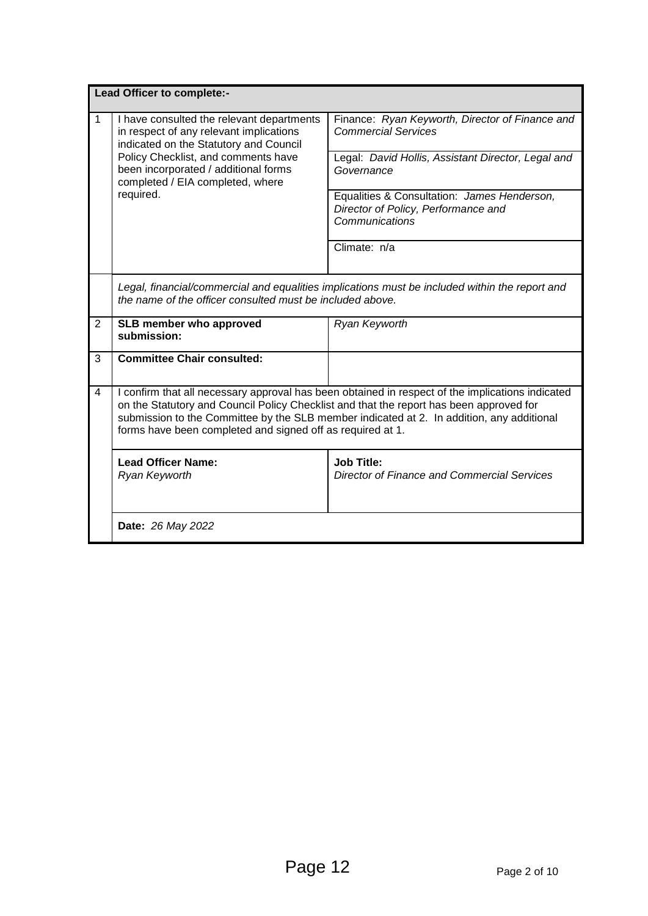| **Lead Officer to complete:-** | | |
|---|---|---|
| 1 | I have consulted the relevant departments in respect of any relevant implications indicated on the Statutory and Council Policy Checklist, and comments have been incorporated / additional forms completed / EIA completed, where required. | Finance: *Ryan Keyworth, Director of Finance and Commercial Services* |
| | | Legal: *David Hollis, Assistant Director, Legal and Governance* |
| | | Equalities & Consultation: *James Henderson, Director of Policy, Performance and Communications* |
| | | Climate: n/a |
| | *Legal, financial/commercial and equalities implications must be included within the report and the name of the officer consulted must be included above.* | |
| 2 | **SLB member who approved submission:** | *Ryan Keyworth* |
| 3 | **Committee Chair consulted:** | |
| 4 | I confirm that all necessary approval has been obtained in respect of the implications indicated on the Statutory and Council Policy Checklist and that the report has been approved for submission to the Committee by the SLB member indicated at 2. In addition, any additional forms have been completed and signed off as required at 1. | |
| | **Lead Officer Name:** *Ryan Keyworth* | **Job Title:** *Director of Finance and Commercial Services* |
| | **Date:** *26 May 2022* | |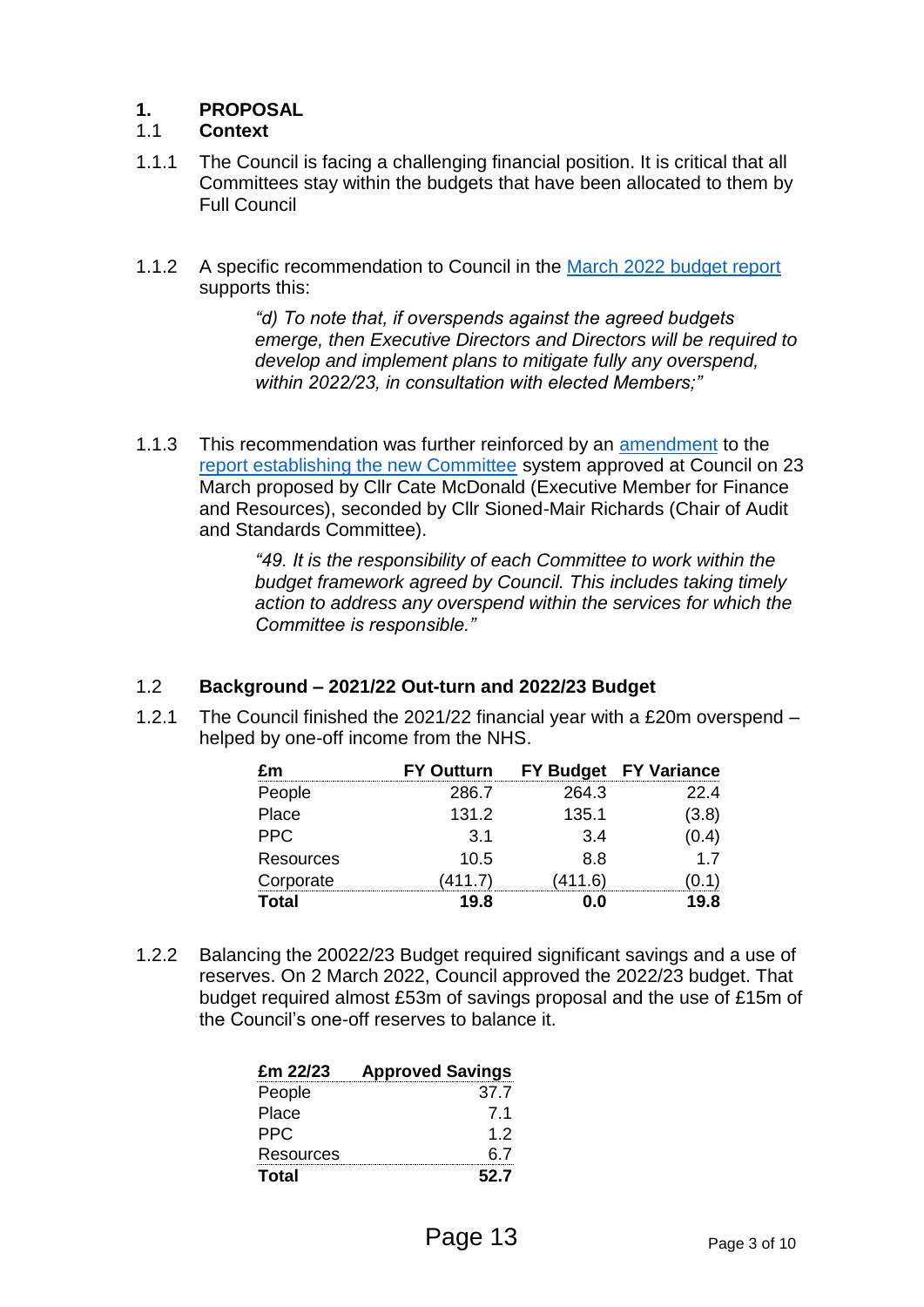## 1. PROPOSAL

### 1.1 Context

1.1.1 The Council is facing a challenging financial position. It is critical that all Committees stay within the budgets that have been allocated to them by Full Council

1.1.2 A specific recommendation to Council in the [March 2022 budget report]() supports this:

> *"d) To note that, if overspends against the agreed budgets emerge, then Executive Directors and Directors will be required to develop and implement plans to mitigate fully any overspend, within 2022/23, in consultation with elected Members;"*

1.1.3 This recommendation was further reinforced by an [amendment]() to the [report establishing the new Committee]() system approved at Council on 23 March proposed by Cllr Cate McDonald (Executive Member for Finance and Resources), seconded by Cllr Sioned-Mair Richards (Chair of Audit and Standards Committee).

> *"49. It is the responsibility of each Committee to work within the budget framework agreed by Council. This includes taking timely action to address any overspend within the services for which the Committee is responsible."*

### 1.2 Background – 2021/22 Out-turn and 2022/23 Budget

1.2.1 The Council finished the 2021/22 financial year with a £20m overspend – helped by one-off income from the NHS.

| £m | FY Outturn | FY Budget | FY Variance |
|---|---|---|---|
| People | 286.7 | 264.3 | 22.4 |
| Place | 131.2 | 135.1 | (3.8) |
| PPC | 3.1 | 3.4 | (0.4) |
| Resources | 10.5 | 8.8 | 1.7 |
| Corporate | (411.7) | (411.6) | (0.1) |
| **Total** | **19.8** | **0.0** | **19.8** |

1.2.2 Balancing the 20022/23 Budget required significant savings and a use of reserves. On 2 March 2022, Council approved the 2022/23 budget. That budget required almost £53m of savings proposal and the use of £15m of the Council's one-off reserves to balance it.

| £m 22/23 | Approved Savings |
|---|---|
| People | 37.7 |
| Place | 7.1 |
| PPC | 1.2 |
| Resources | 6.7 |
| **Total** | **52.7** |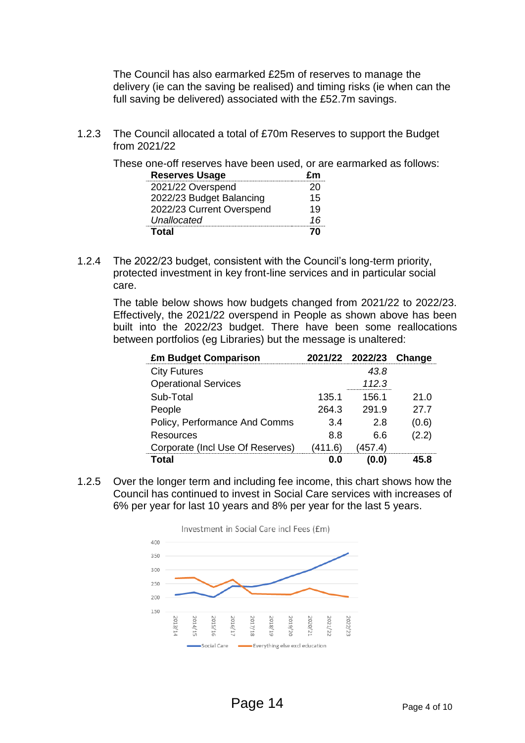The Council has also earmarked £25m of reserves to manage the delivery (ie can the saving be realised) and timing risks (ie when can the full saving be delivered) associated with the £52.7m savings.

1.2.3 The Council allocated a total of £70m Reserves to support the Budget from 2021/22

These one-off reserves have been used, or are earmarked as follows:

| Reserves Usage | £m |
|---|---|
| 2021/22 Overspend | 20 |
| 2022/23 Budget Balancing | 15 |
| 2022/23 Current Overspend | 19 |
| *Unallocated* | *16* |
| **Total** | **70** |

1.2.4 The 2022/23 budget, consistent with the Council's long-term priority, protected investment in key front-line services and in particular social care.

The table below shows how budgets changed from 2021/22 to 2022/23. Effectively, the 2021/22 overspend in People as shown above has been built into the 2022/23 budget. There have been some reallocations between portfolios (eg Libraries) but the message is unaltered:

| £m Budget Comparison | 2021/22 | 2022/23 | Change |
|---|---|---|---|
| City Futures | | *43.8* | |
| Operational Services | | *112.3* | |
| Sub-Total | 135.1 | 156.1 | 21.0 |
| People | 264.3 | 291.9 | 27.7 |
| Policy, Performance And Comms | 3.4 | 2.8 | (0.6) |
| Resources | 8.8 | 6.6 | (2.2) |
| Corporate (Incl Use Of Reserves) | (411.6) | (457.4) | |
| **Total** | **0.0** | **(0.0)** | **45.8** |

1.2.5 Over the longer term and including fee income, this chart shows how the Council has continued to invest in Social Care services with increases of 6% per year for last 10 years and 8% per year for the last 5 years.

Investment in Social Care incl Fees (£m)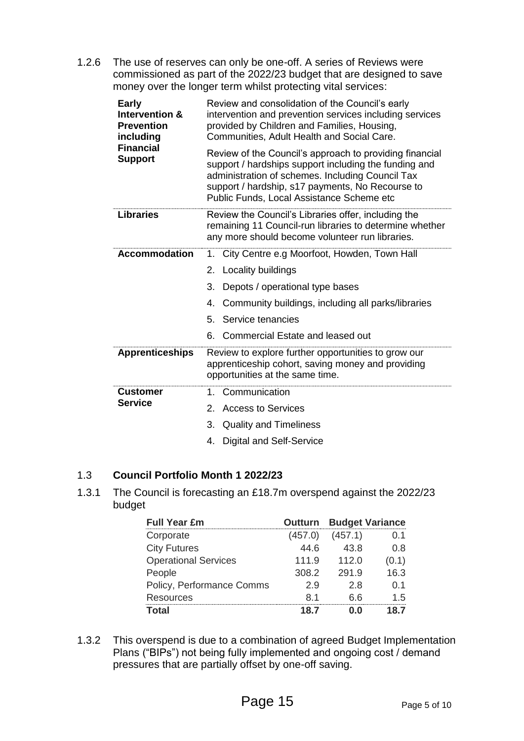1.2.6 The use of reserves can only be one-off. A series of Reviews were commissioned as part of the 2022/23 budget that are designed to save money over the longer term whilst protecting vital services:

| | |
|---|---|
| **Early Intervention & Prevention including Financial Support** | Review and consolidation of the Council's early intervention and prevention services including services provided by Children and Families, Housing, Communities, Adult Health and Social Care.<br><br>Review of the Council's approach to providing financial support / hardships support including the funding and administration of schemes. Including Council Tax support / hardship, s17 payments, No Recourse to Public Funds, Local Assistance Scheme etc |
| **Libraries** | Review the Council's Libraries offer, including the remaining 11 Council-run libraries to determine whether any more should become volunteer run libraries. |
| **Accommodation** | 1. City Centre e.g Moorfoot, Howden, Town Hall<br>2. Locality buildings<br>3. Depots / operational type bases<br>4. Community buildings, including all parks/libraries<br>5. Service tenancies<br>6. Commercial Estate and leased out |
| **Apprenticeships** | Review to explore further opportunities to grow our apprenticeship cohort, saving money and providing opportunities at the same time. |
| **Customer Service** | 1. Communication<br>2. Access to Services<br>3. Quality and Timeliness<br>4. Digital and Self-Service |

## 1.3 Council Portfolio Month 1 2022/23

1.3.1 The Council is forecasting an £18.7m overspend against the 2022/23 budget

| Full Year £m | Outturn | Budget | Variance |
|---|---|---|---|
| Corporate | (457.0) | (457.1) | 0.1 |
| City Futures | 44.6 | 43.8 | 0.8 |
| Operational Services | 111.9 | 112.0 | (0.1) |
| People | 308.2 | 291.9 | 16.3 |
| Policy, Performance Comms | 2.9 | 2.8 | 0.1 |
| Resources | 8.1 | 6.6 | 1.5 |
| **Total** | **18.7** | **0.0** | **18.7** |

1.3.2 This overspend is due to a combination of agreed Budget Implementation Plans ("BIPs") not being fully implemented and ongoing cost / demand pressures that are partially offset by one-off saving.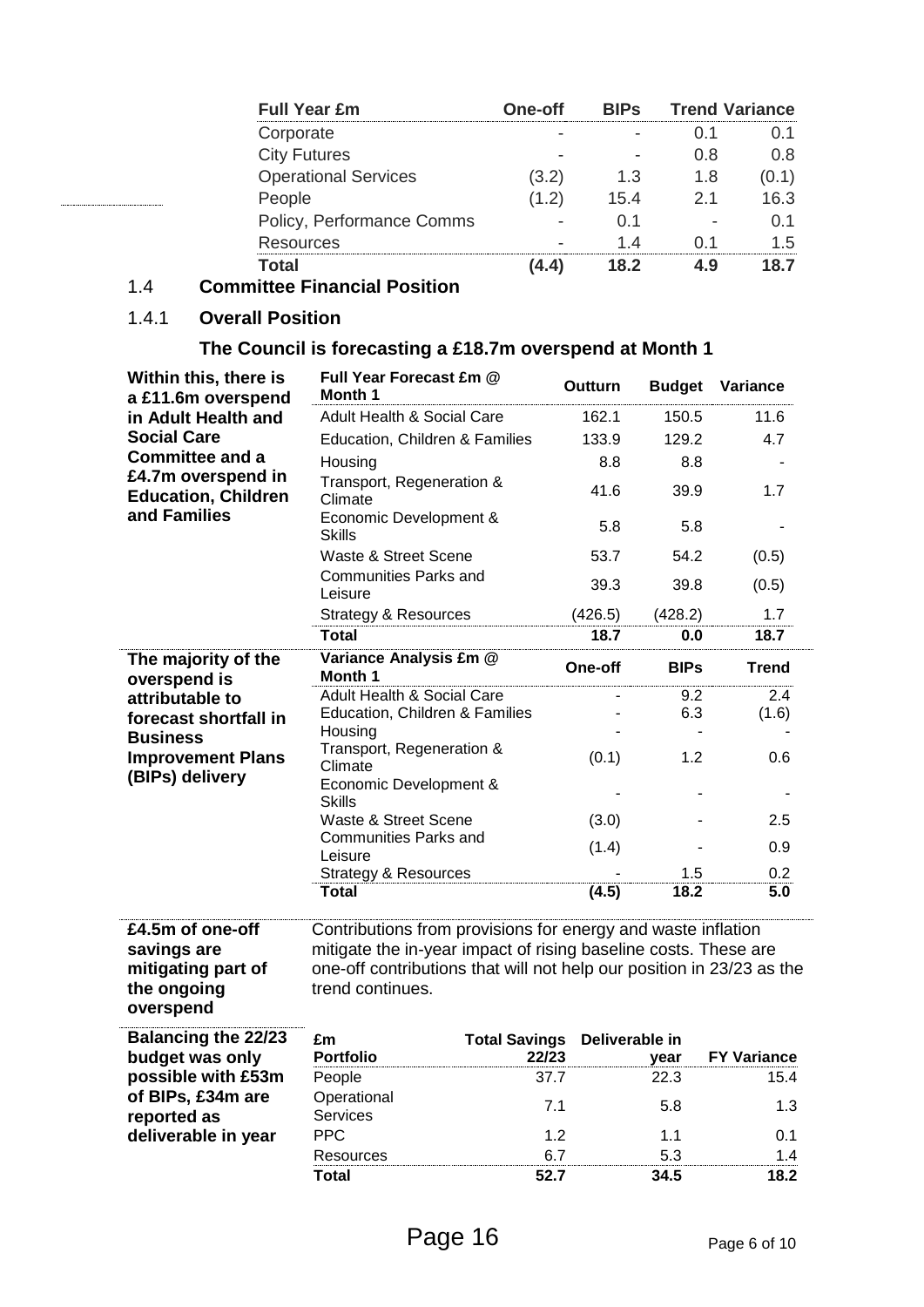| Full Year £m | One-off | BIPs | Trend | Variance |
|---|---|---|---|---|
| Corporate | - | - | 0.1 | 0.1 |
| City Futures | - | - | 0.8 | 0.8 |
| Operational Services | (3.2) | 1.3 | 1.8 | (0.1) |
| People | (1.2) | 15.4 | 2.1 | 16.3 |
| Policy, Performance Comms | - | 0.1 | - | 0.1 |
| Resources | - | 1.4 | 0.1 | 1.5 |
| **Total** | **(4.4)** | **18.2** | **4.9** | **18.7** |

## 1.4 Committee Financial Position

### 1.4.1 Overall Position

### The Council is forecasting a £18.7m overspend at Month 1

**Within this, there is a £11.6m overspend in Adult Health and Social Care Committee and a £4.7m overspend in Education, Children and Families**

| Full Year Forecast £m @ Month 1 | Outturn | Budget | Variance |
|---|---|---|---|
| Adult Health & Social Care | 162.1 | 150.5 | 11.6 |
| Education, Children & Families | 133.9 | 129.2 | 4.7 |
| Housing | 8.8 | 8.8 | - |
| Transport, Regeneration & Climate | 41.6 | 39.9 | 1.7 |
| Economic Development & Skills | 5.8 | 5.8 | - |
| Waste & Street Scene | 53.7 | 54.2 | (0.5) |
| Communities Parks and Leisure | 39.3 | 39.8 | (0.5) |
| Strategy & Resources | (426.5) | (428.2) | 1.7 |
| **Total** | **18.7** | **0.0** | **18.7** |

**The majority of the overspend is attributable to forecast shortfall in Business Improvement Plans (BIPs) delivery**

| Variance Analysis £m @ Month 1 | One-off | BIPs | Trend |
|---|---|---|---|
| Adult Health & Social Care | - | 9.2 | 2.4 |
| Education, Children & Families | - | 6.3 | (1.6) |
| Housing | - | - | - |
| Transport, Regeneration & Climate | (0.1) | 1.2 | 0.6 |
| Economic Development & Skills | - | - | - |
| Waste & Street Scene | (3.0) | - | 2.5 |
| Communities Parks and Leisure | (1.4) | - | 0.9 |
| Strategy & Resources | - | 1.5 | 0.2 |
| **Total** | **(4.5)** | **18.2** | **5.0** |

**£4.5m of one-off savings are mitigating part of the ongoing overspend**

Contributions from provisions for energy and waste inflation mitigate the in-year impact of rising baseline costs. These are one-off contributions that will not help our position in 23/23 as the trend continues.

**Balancing the 22/23 budget was only possible with £53m of BIPs, £34m are reported as deliverable in year**

| £m Portfolio | Total Savings 22/23 | Deliverable in year | FY Variance |
|---|---|---|---|
| People | 37.7 | 22.3 | 15.4 |
| Operational Services | 7.1 | 5.8 | 1.3 |
| PPC | 1.2 | 1.1 | 0.1 |
| Resources | 6.7 | 5.3 | 1.4 |
| **Total** | **52.7** | **34.5** | **18.2** |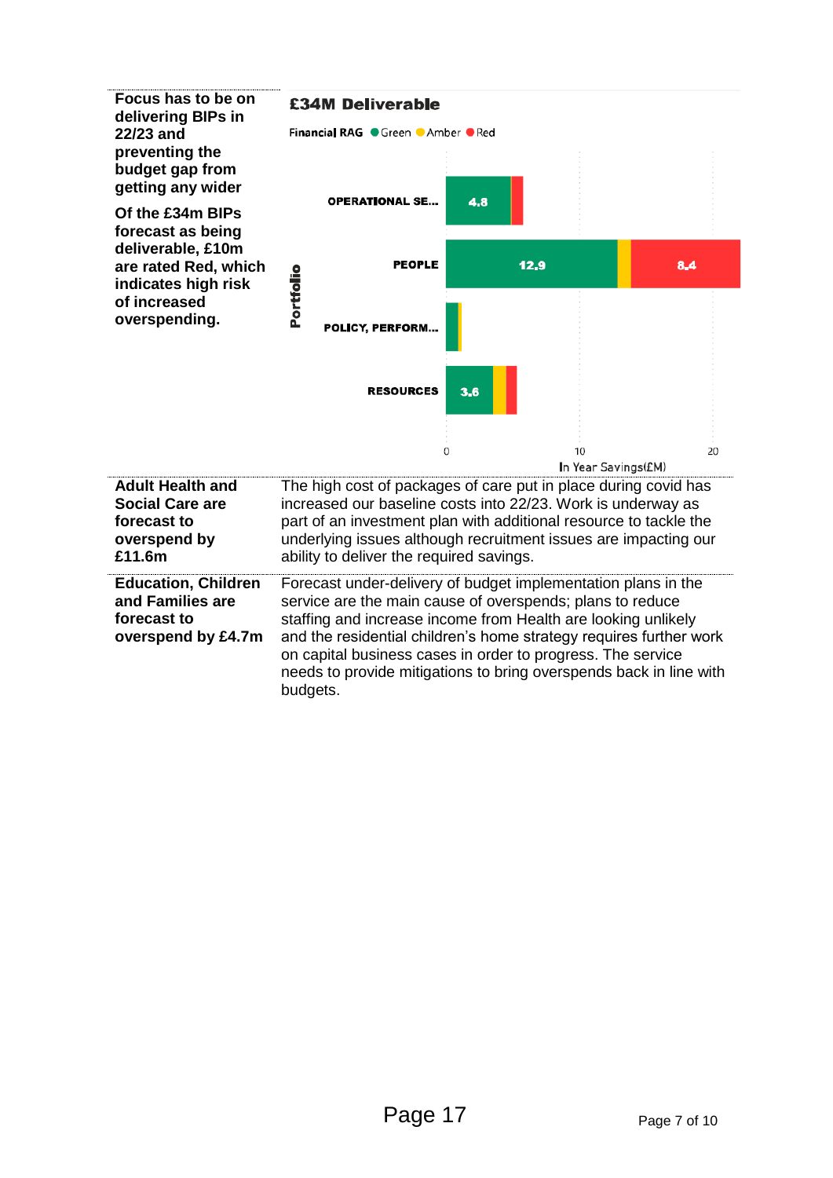| | |
|---|---|
| **Focus has to be on delivering BIPs in 22/23 and preventing the budget gap from getting any wider**<br><br>**Of the £34m BIPs forecast as being deliverable, £10m are rated Red, which indicates high risk of increased overspending.** | **£34M Deliverable**<br><br>Financial RAG ● Green ● Amber ● Red<br><br>Portfolio / In Year Savings(£M)<br><br>OPERATIONAL SE... 4.8<br>PEOPLE 12.9, 8.4<br>POLICY, PERFORM...<br>RESOURCES 3.6 |
| **Adult Health and Social Care are forecast to overspend by £11.6m** | The high cost of packages of care put in place during covid has increased our baseline costs into 22/23. Work is underway as part of an investment plan with additional resource to tackle the underlying issues although recruitment issues are impacting our ability to deliver the required savings. |
| **Education, Children and Families are forecast to overspend by £4.7m** | Forecast under-delivery of budget implementation plans in the service are the main cause of overspends; plans to reduce staffing and increase income from Health are looking unlikely and the residential children's home strategy requires further work on capital business cases in order to progress. The service needs to provide mitigations to bring overspends back in line with budgets. |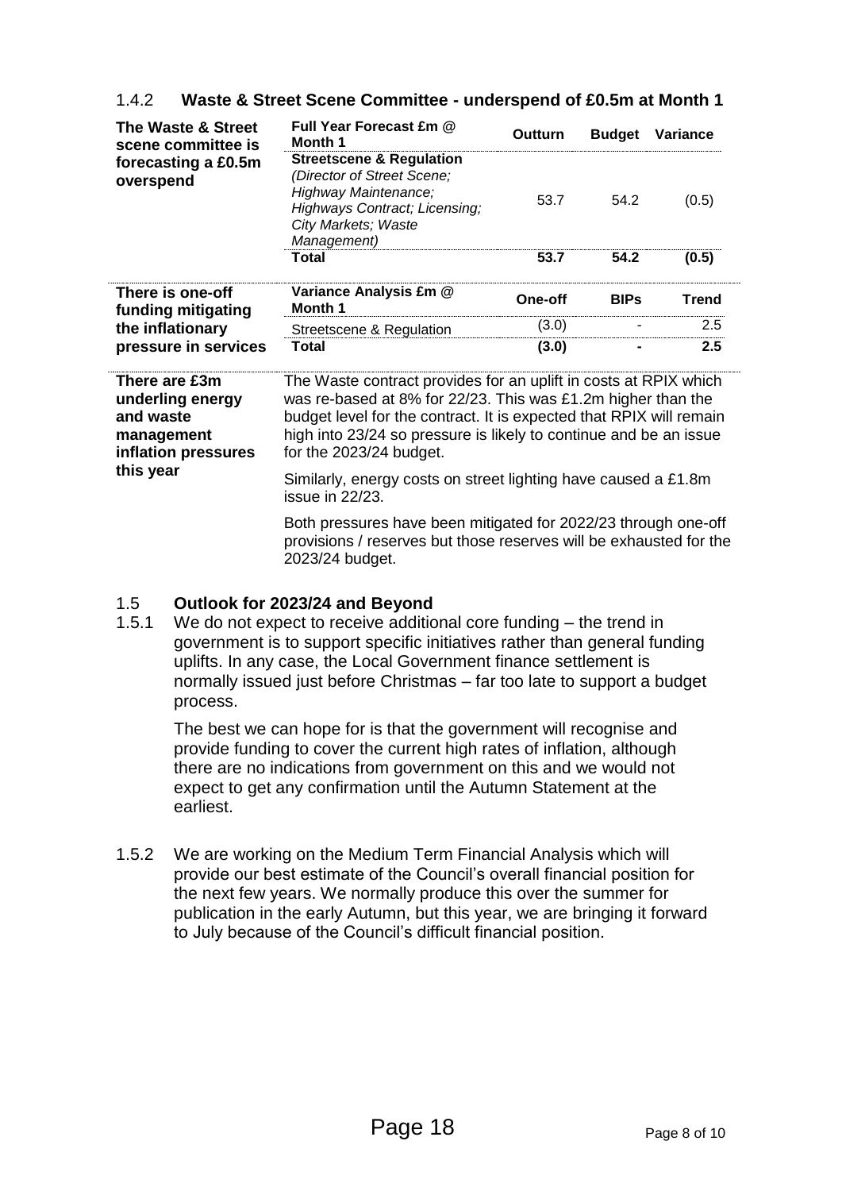### 1.4.2 Waste & Street Scene Committee - underspend of £0.5m at Month 1

**The Waste & Street scene committee is forecasting a £0.5m overspend**

| Full Year Forecast £m @ Month 1 | Outturn | Budget | Variance |
|---|---|---|---|
| **Streetscene & Regulation** *(Director of Street Scene; Highway Maintenance; Highways Contract; Licensing; City Markets; Waste Management)* | 53.7 | 54.2 | (0.5) |
| **Total** | **53.7** | **54.2** | **(0.5)** |

**There is one-off funding mitigating the inflationary pressure in services**

| Variance Analysis £m @ Month 1 | One-off | BIPs | Trend |
|---|---|---|---|
| Streetscene & Regulation | (3.0) | - | 2.5 |
| **Total** | **(3.0)** | **-** | **2.5** |

**There are £3m underling energy and waste management inflation pressures this year**

The Waste contract provides for an uplift in costs at RPIX which was re-based at 8% for 22/23. This was £1.2m higher than the budget level for the contract. It is expected that RPIX will remain high into 23/24 so pressure is likely to continue and be an issue for the 2023/24 budget.

Similarly, energy costs on street lighting have caused a £1.8m issue in 22/23.

Both pressures have been mitigated for 2022/23 through one-off provisions / reserves but those reserves will be exhausted for the 2023/24 budget.

## 1.5 Outlook for 2023/24 and Beyond

1.5.1 We do not expect to receive additional core funding – the trend in government is to support specific initiatives rather than general funding uplifts. In any case, the Local Government finance settlement is normally issued just before Christmas – far too late to support a budget process.

The best we can hope for is that the government will recognise and provide funding to cover the current high rates of inflation, although there are no indications from government on this and we would not expect to get any confirmation until the Autumn Statement at the earliest.

1.5.2 We are working on the Medium Term Financial Analysis which will provide our best estimate of the Council's overall financial position for the next few years. We normally produce this over the summer for publication in the early Autumn, but this year, we are bringing it forward to July because of the Council's difficult financial position.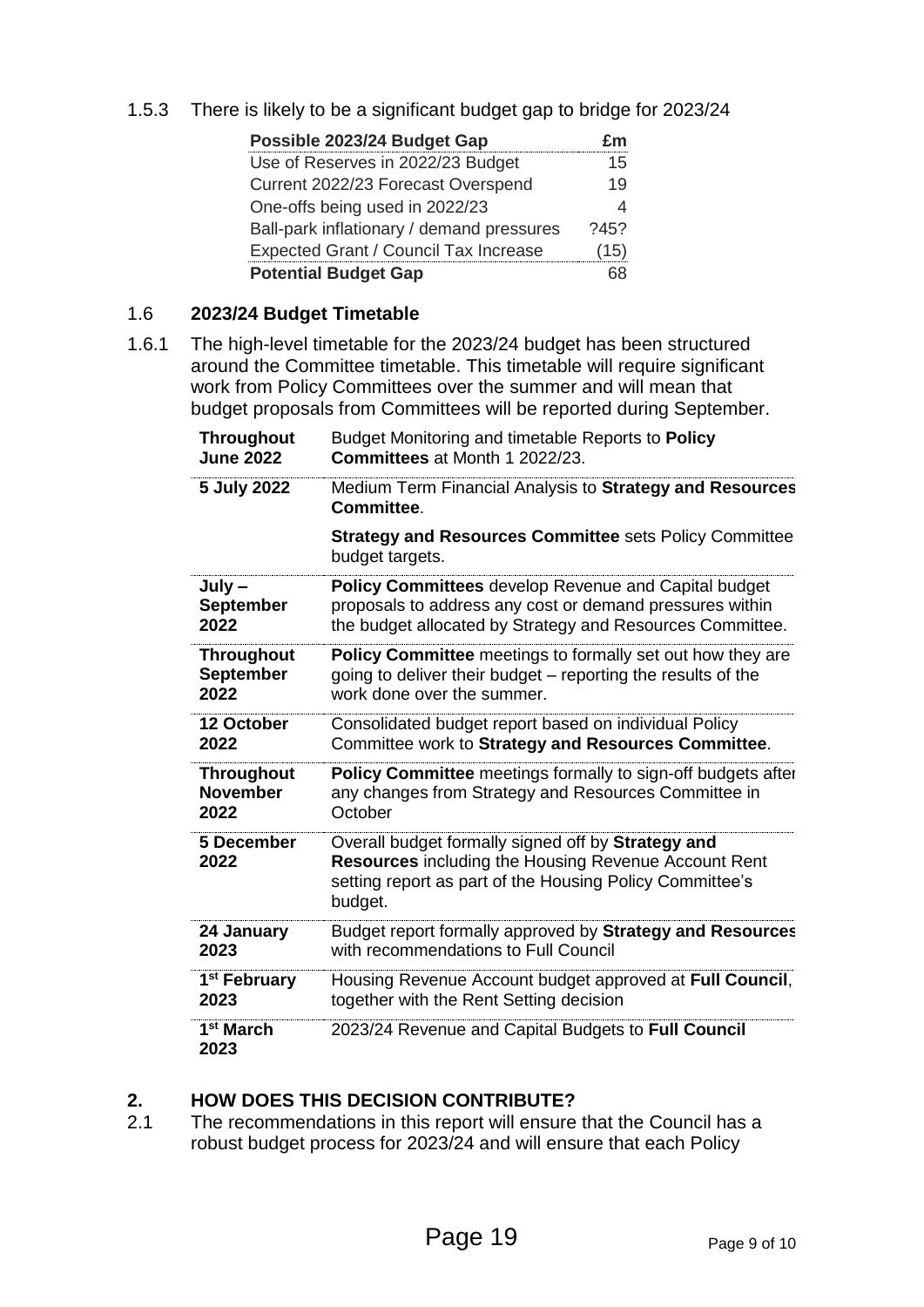1.5.3 There is likely to be a significant budget gap to bridge for 2023/24

| Possible 2023/24 Budget Gap | £m |
|---|---|
| Use of Reserves in 2022/23 Budget | 15 |
| Current 2022/23 Forecast Overspend | 19 |
| One-offs being used in 2022/23 | 4 |
| Ball-park inflationary / demand pressures | ?45? |
| Expected Grant / Council Tax Increase | (15) |
| **Potential Budget Gap** | 68 |

## 1.6 2023/24 Budget Timetable

1.6.1 The high-level timetable for the 2023/24 budget has been structured around the Committee timetable. This timetable will require significant work from Policy Committees over the summer and will mean that budget proposals from Committees will be reported during September.

| | |
|---|---|
| **Throughout June 2022** | Budget Monitoring and timetable Reports to **Policy Committees** at Month 1 2022/23. |
| **5 July 2022** | Medium Term Financial Analysis to **Strategy and Resources Committee**.<br><br>**Strategy and Resources Committee** sets Policy Committee budget targets. |
| **July – September 2022** | **Policy Committees** develop Revenue and Capital budget proposals to address any cost or demand pressures within the budget allocated by Strategy and Resources Committee. |
| **Throughout September 2022** | **Policy Committee** meetings to formally set out how they are going to deliver their budget – reporting the results of the work done over the summer. |
| **12 October 2022** | Consolidated budget report based on individual Policy Committee work to **Strategy and Resources Committee**. |
| **Throughout November 2022** | **Policy Committee** meetings formally to sign-off budgets after any changes from Strategy and Resources Committee in October |
| **5 December 2022** | Overall budget formally signed off by **Strategy and Resources** including the Housing Revenue Account Rent setting report as part of the Housing Policy Committee's budget. |
| **24 January 2023** | Budget report formally approved by **Strategy and Resources** with recommendations to Full Council |
| **1st February 2023** | Housing Revenue Account budget approved at **Full Council**, together with the Rent Setting decision |
| **1st March 2023** | 2023/24 Revenue and Capital Budgets to **Full Council** |

## 2. HOW DOES THIS DECISION CONTRIBUTE?

2.1 The recommendations in this report will ensure that the Council has a robust budget process for 2023/24 and will ensure that each Policy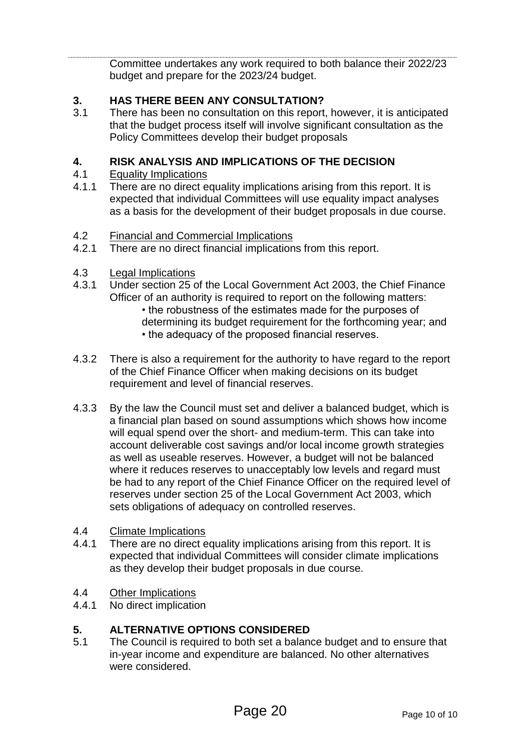Committee undertakes any work required to both balance their 2022/23 budget and prepare for the 2023/24 budget.

## 3. HAS THERE BEEN ANY CONSULTATION?

3.1 There has been no consultation on this report, however, it is anticipated that the budget process itself will involve significant consultation as the Policy Committees develop their budget proposals

## 4. RISK ANALYSIS AND IMPLICATIONS OF THE DECISION

4.1 Equality Implications

4.1.1 There are no direct equality implications arising from this report. It is expected that individual Committees will use equality impact analyses as a basis for the development of their budget proposals in due course.

4.2 Financial and Commercial Implications

4.2.1 There are no direct financial implications from this report.

4.3 Legal Implications

4.3.1 Under section 25 of the Local Government Act 2003, the Chief Finance Officer of an authority is required to report on the following matters:

- the robustness of the estimates made for the purposes of determining its budget requirement for the forthcoming year; and
- the adequacy of the proposed financial reserves.

4.3.2 There is also a requirement for the authority to have regard to the report of the Chief Finance Officer when making decisions on its budget requirement and level of financial reserves.

4.3.3 By the law the Council must set and deliver a balanced budget, which is a financial plan based on sound assumptions which shows how income will equal spend over the short- and medium-term. This can take into account deliverable cost savings and/or local income growth strategies as well as useable reserves. However, a budget will not be balanced where it reduces reserves to unacceptably low levels and regard must be had to any report of the Chief Finance Officer on the required level of reserves under section 25 of the Local Government Act 2003, which sets obligations of adequacy on controlled reserves.

4.4 Climate Implications

4.4.1 There are no direct equality implications arising from this report. It is expected that individual Committees will consider climate implications as they develop their budget proposals in due course.

4.4 Other Implications

4.4.1 No direct implication

## 5. ALTERNATIVE OPTIONS CONSIDERED

5.1 The Council is required to both set a balance budget and to ensure that in-year income and expenditure are balanced. No other alternatives were considered.